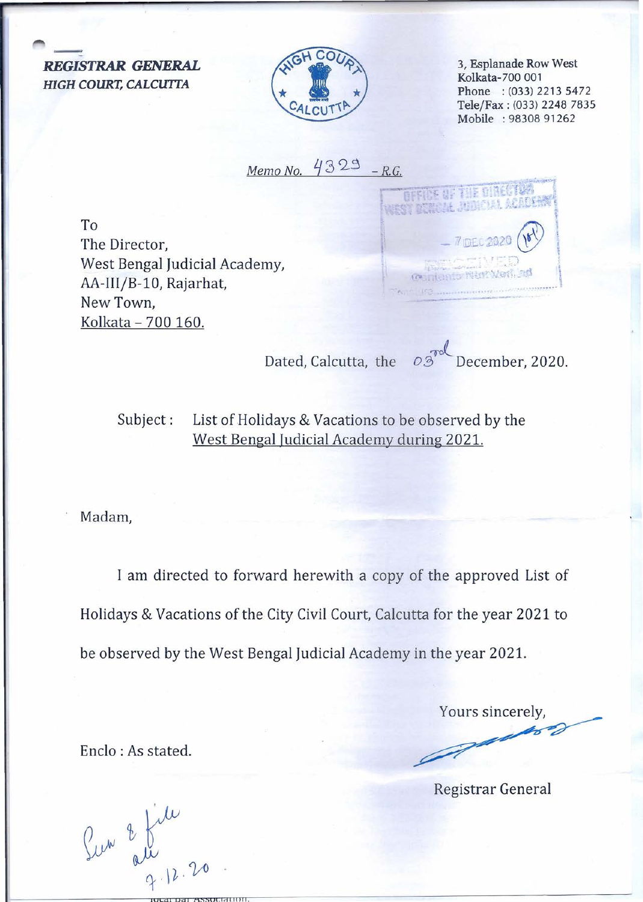***REGISTRAR GENERAL***
***HIGH COURT, CALCUTTA***

3, Esplanade Row West
Kolkata-700 001
Phone : (033) 2213 5472
Tele/Fax : (033) 2248 7835
Mobile : 98308 91262

*Memo No.* 4329 *- R.G.*

OFFICE OF THE DIRECTOR
WEST BENGAL JUDICIAL ACADEMY
7 DEC 2020
RECEIVED

To
The Director,
West Bengal Judicial Academy,
AA-III/B-10, Rajarhat,
New Town,
Kolkata – 700 160.

Dated, Calcutta, the 03rd December, 2020.

Subject : List of Holidays & Vacations to be observed by the West Bengal Judicial Academy during 2021.

Madam,

I am directed to forward herewith a copy of the approved List of Holidays & Vacations of the City Civil Court, Calcutta for the year 2021 to be observed by the West Bengal Judicial Academy in the year 2021.

Yours sincerely,

Registrar General

Enclo : As stated.

Pun & file
ali
7.12.20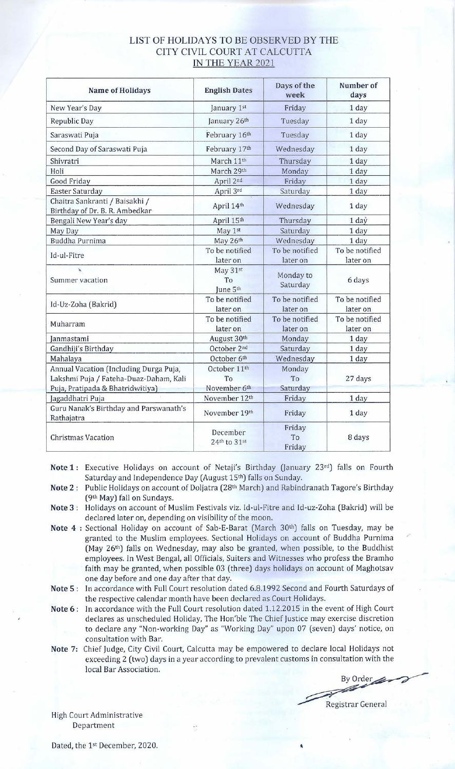# LIST OF HOLIDAYS TO BE OBSERVED BY THE CITY CIVIL COURT AT CALCUTTA IN THE YEAR 2021

| Name of Holidays | English Dates | Days of the week | Number of days |
|---|---|---|---|
| New Year's Day | January 1st | Friday | 1 day |
| Republic Day | January 26th | Tuesday | 1 day |
| Saraswati Puja | February 16th | Tuesday | 1 day |
| Second Day of Saraswati Puja | February 17th | Wednesday | 1 day |
| Shivratri | March 11th | Thursday | 1 day |
| Holi | March 29th | Monday | 1 day |
| Good Friday | April 2nd | Friday | 1 day |
| Easter Saturday | April 3rd | Saturday | 1 day |
| Chaitra Sankranti / Baisakhi / Birthday of Dr. B. R. Ambedkar | April 14th | Wednesday | 1 day |
| Bengali New Year's day | April 15th | Thursday | 1 day |
| May Day | May 1st | Saturday | 1 day |
| Buddha Purnima | May 26th | Wednesday | 1 day |
| Id-ul-Fitre | To be notified later on | To be notified later on | To be notified later on |
| Summer vacation | May 31st To June 5th | Monday to Saturday | 6 days |
| Id-Uz-Zoha (Bakrid) | To be notified later on | To be notified later on | To be notified later on |
| Muharram | To be notified later on | To be notified later on | To be notified later on |
| Janmastami | August 30th | Monday | 1 day |
| Gandhiji's Birthday | October 2nd | Saturday | 1 day |
| Mahalaya | October 6th | Wednesday | 1 day |
| Annual Vacation (Including Durga Puja, Lakshmi Puja / Fateha-Duaz-Daham, Kali Puja, Pratipada & Bhatridwitiya) | October 11th To November 6th | Monday To Saturday | 27 days |
| Jagaddhatri Puja | November 12th | Friday | 1 day |
| Guru Nanak's Birthday and Parswanath's Rathajatra | November 19th | Friday | 1 day |
| Christmas Vacation | December 24th to 31st | Friday To Friday | 8 days |

**Note 1 :** Executive Holidays on account of Netaji's Birthday (January 23rd) falls on Fourth Saturday and Independence Day (August 15th) falls on Sunday.

**Note 2 :** Public Holidays on account of Doljatra (28th March) and Rabindranath Tagore's Birthday (9th May) fall on Sundays.

**Note 3 :** Holidays on account of Muslim Festivals viz. Id-ul-Fitre and Id-uz-Zoha (Bakrid) will be declared later on, depending on visibility of the moon.

**Note 4 :** Sectional Holiday on account of Sab-E-Barat (March 30th) falls on Tuesday, may be granted to the Muslim employees. Sectional Holidays on account of Buddha Purnima (May 26th) falls on Wednesday, may also be granted, when possible, to the Buddhist employees. In West Bengal, all Officials, Suiters and Witnesses who profess the Bramho faith may be granted, when possible 03 (three) days holidays on account of Maghotsav one day before and one day after that day.

**Note 5 :** In accordance with Full Court resolution dated 6.8.1992 Second and Fourth Saturdays of the respective calendar month have been declared as Court Holidays.

**Note 6 :** In accordance with the Full Court resolution dated 1.12.2015 in the event of High Court declares as unscheduled Holiday, The Hon'ble The Chief Justice may exercise discretion to declare any "Non-working Day" as "Working Day" upon 07 (seven) days' notice, on consultation with Bar.

**Note 7:** Chief Judge, City Civil Court, Calcutta may be empowered to declare local Holidays not exceeding 2 (two) days in a year according to prevalent customs in consultation with the local Bar Association.

By Order

Registrar General

High Court Administrative Department

Dated, the 1st December, 2020.